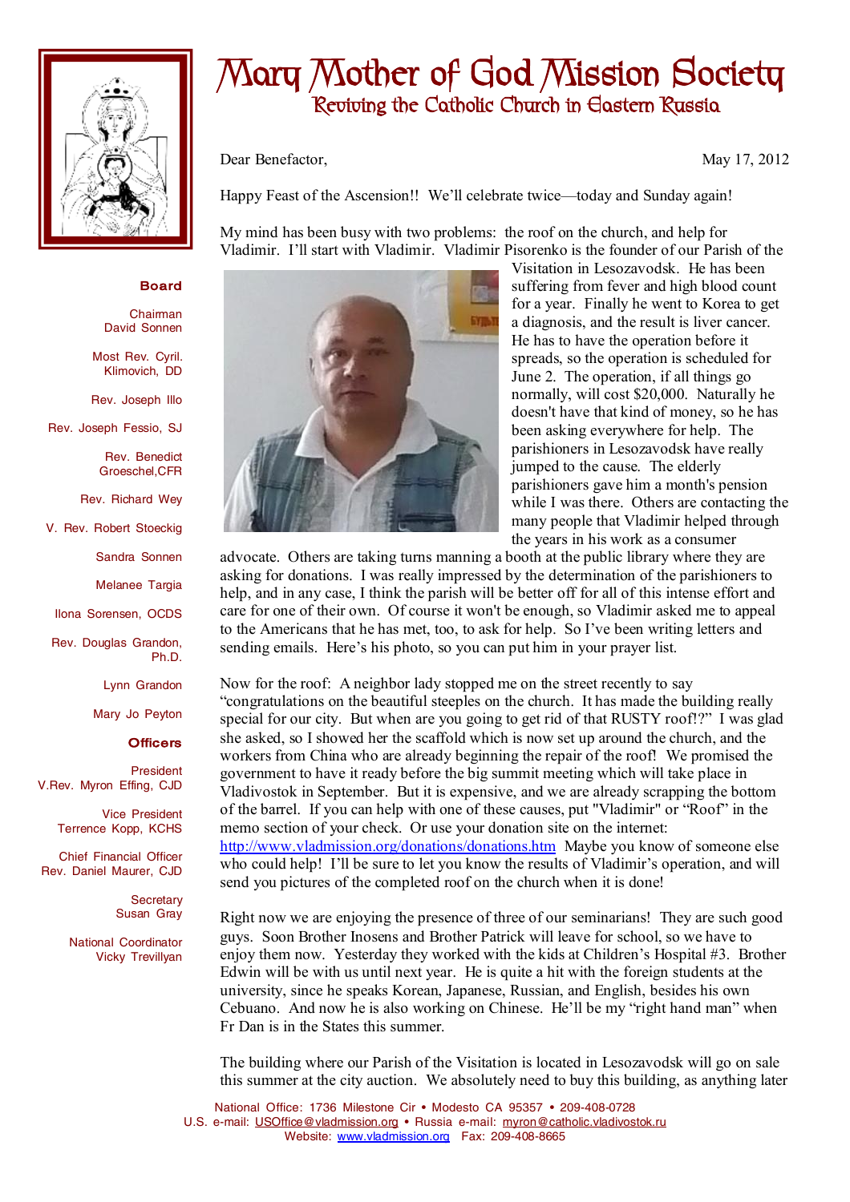# Mary Mother of God Mission Society

## Reviving the Catholic Church in Eastern Russia

**Board**

Chairman
David Sonnen

Most Rev. Cyril. Klimovich, DD

Rev. Joseph Illo

Rev. Joseph Fessio, SJ

Rev. Benedict Groeschel,CFR

Rev. Richard Wey

V. Rev. Robert Stoeckig

Sandra Sonnen

Melanee Targia

Ilona Sorensen, OCDS

Rev. Douglas Grandon, Ph.D.

Lynn Grandon

Mary Jo Peyton

**Officers**

President
V.Rev. Myron Effing, CJD

Vice President
Terrence Kopp, KCHS

Chief Financial Officer
Rev. Daniel Maurer, CJD

Secretary
Susan Gray

National Coordinator
Vicky Trevillyan

Dear Benefactor, May 17, 2012

Happy Feast of the Ascension!! We'll celebrate twice—today and Sunday again!

My mind has been busy with two problems: the roof on the church, and help for Vladimir. I'll start with Vladimir. Vladimir Pisorenko is the founder of our Parish of the Visitation in Lesozavodsk. He has been suffering from fever and high blood count for a year. Finally he went to Korea to get a diagnosis, and the result is liver cancer. He has to have the operation before it spreads, so the operation is scheduled for June 2. The operation, if all things go normally, will cost $20,000. Naturally he doesn't have that kind of money, so he has been asking everywhere for help. The parishioners in Lesozavodsk have really jumped to the cause. The elderly parishioners gave him a month's pension while I was there. Others are contacting the many people that Vladimir helped through the years in his work as a consumer advocate. Others are taking turns manning a booth at the public library where they are asking for donations. I was really impressed by the determination of the parishioners to help, and in any case, I think the parish will be better off for all of this intense effort and care for one of their own. Of course it won't be enough, so Vladimir asked me to appeal to the Americans that he has met, too, to ask for help. So I've been writing letters and sending emails. Here's his photo, so you can put him in your prayer list.

Now for the roof: A neighbor lady stopped me on the street recently to say "congratulations on the beautiful steeples on the church. It has made the building really special for our city. But when are you going to get rid of that RUSTY roof!?" I was glad she asked, so I showed her the scaffold which is now set up around the church, and the workers from China who are already beginning the repair of the roof! We promised the government to have it ready before the big summit meeting which will take place in Vladivostok in September. But it is expensive, and we are already scrapping the bottom of the barrel. If you can help with one of these causes, put "Vladimir" or "Roof" in the memo section of your check. Or use your donation site on the internet: http://www.vladmission.org/donations/donations.htm Maybe you know of someone else who could help! I'll be sure to let you know the results of Vladimir's operation, and will send you pictures of the completed roof on the church when it is done!

Right now we are enjoying the presence of three of our seminarians! They are such good guys. Soon Brother Inosens and Brother Patrick will leave for school, so we have to enjoy them now. Yesterday they worked with the kids at Children's Hospital #3. Brother Edwin will be with us until next year. He is quite a hit with the foreign students at the university, since he speaks Korean, Japanese, Russian, and English, besides his own Cebuano. And now he is also working on Chinese. He'll be my "right hand man" when Fr Dan is in the States this summer.

The building where our Parish of the Visitation is located in Lesozavodsk will go on sale this summer at the city auction. We absolutely need to buy this building, as anything later

National Office: 1736 Milestone Cir • Modesto CA 95357 • 209-408-0728
U.S. e-mail: USOffice@vladmission.org • Russia e-mail: myron@catholic.vladivostok.ru
Website: www.vladmission.org Fax: 209-408-8665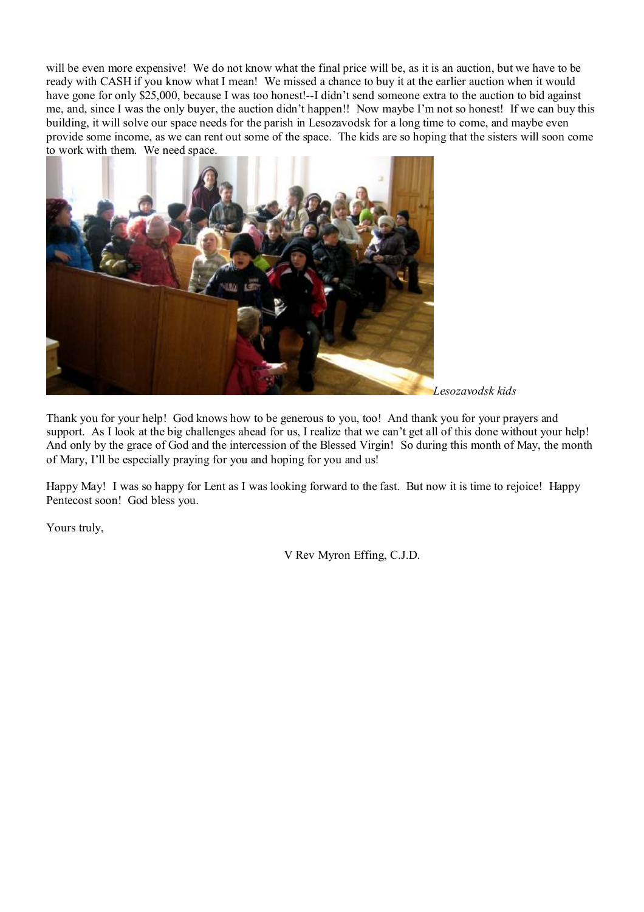will be even more expensive! We do not know what the final price will be, as it is an auction, but we have to be ready with CASH if you know what I mean! We missed a chance to buy it at the earlier auction when it would have gone for only $25,000, because I was too honest!--I didn't send someone extra to the auction to bid against me, and, since I was the only buyer, the auction didn't happen!! Now maybe I'm not so honest! If we can buy this building, it will solve our space needs for the parish in Lesozavodsk for a long time to come, and maybe even provide some income, as we can rent out some of the space. The kids are so hoping that the sisters will soon come to work with them. We need space.

*Lesozavodsk kids*

Thank you for your help! God knows how to be generous to you, too! And thank you for your prayers and support. As I look at the big challenges ahead for us, I realize that we can't get all of this done without your help! And only by the grace of God and the intercession of the Blessed Virgin! So during this month of May, the month of Mary, I'll be especially praying for you and hoping for you and us!

Happy May! I was so happy for Lent as I was looking forward to the fast. But now it is time to rejoice! Happy Pentecost soon! God bless you.

Yours truly,

V Rev Myron Effing, C.J.D.